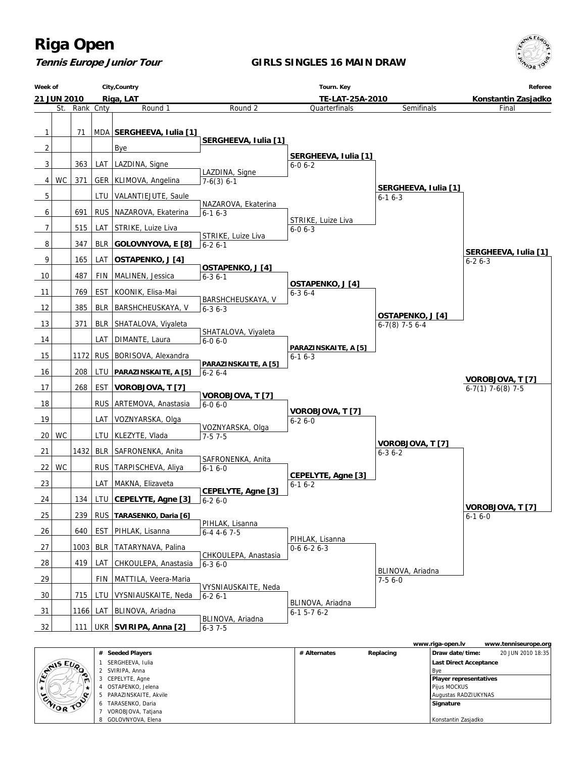# Riga Open

***Tennis Europe Junior Tour***

## GIRLS SINGLES 16 MAIN DRAW

| Week of | City,Country | Tourn. Key | Referee |
|---|---|---|---|
| 21 JUN 2010 | Riga, LAT | TE-LAT-25A-2010 | Konstantin Zasjadko |

### Round 1

| # | St. | Rank | Cnty | Round 1 |
|---|---|---|---|---|
| 1 | | 71 | MDA | **SERGHEEVA, Iulia [1]** |
| 2 | | | | Bye |
| 3 | | 363 | LAT | LAZDINA, Signe |
| 4 | WC | 371 | GER | KLIMOVA, Angelina |
| 5 | | | LTU | VALANTIEJUTE, Saule |
| 6 | | 691 | RUS | NAZAROVA, Ekaterina |
| 7 | | 515 | LAT | STRIKE, Luize Liva |
| 8 | | 347 | BLR | **GOLOVNYOVA, E [8]** |
| 9 | | 165 | LAT | **OSTAPENKO, J [4]** |
| 10 | | 487 | FIN | MALINEN, Jessica |
| 11 | | 769 | EST | KOONIK, Elisa-Mai |
| 12 | | 385 | BLR | BARSHCHEUSKAYA, V |
| 13 | | 371 | BLR | SHATALOVA, Viyaleta |
| 14 | | | LAT | DIMANTE, Laura |
| 15 | | 1172 | RUS | BORISOVA, Alexandra |
| 16 | | 208 | LTU | **PARAZINSKAITE, A [5]** |
| 17 | | 268 | EST | **VOROBJOVA, T [7]** |
| 18 | | | RUS | ARTEMOVA, Anastasia |
| 19 | | | LAT | VOZNYARSKA, Olga |
| 20 | WC | | LTU | KLEZYTE, Vlada |
| 21 | | 1432 | BLR | SAFRONENKA, Anita |
| 22 | WC | | RUS | TARPISCHEVA, Aliya |
| 23 | | | LAT | MAKNA, Elizaveta |
| 24 | | 134 | LTU | **CEPELYTE, Agne [3]** |
| 25 | | 239 | RUS | **TARASENKO, Daria [6]** |
| 26 | | 640 | EST | PIHLAK, Lisanna |
| 27 | | 1003 | BLR | TATARYNAVA, Palina |
| 28 | | 419 | LAT | CHKOULEPA, Anastasia |
| 29 | | | FIN | MATTILA, Veera-Maria |
| 30 | | 715 | LTU | VYSNIAUSKAITE, Neda |
| 31 | | 1166 | LAT | BLINOVA, Ariadna |
| 32 | | 111 | UKR | **SVIRIPA, Anna [2]** |

### Round 2

| Winner | Score |
|---|---|
| **SERGHEEVA, Iulia [1]** | |
| LAZDINA, Signe | 7-6(3) 6-1 |
| NAZAROVA, Ekaterina | 6-1 6-3 |
| STRIKE, Luize Liva | 6-2 6-1 |
| **OSTAPENKO, J [4]** | 6-3 6-1 |
| BARSHCHEUSKAYA, V | 6-3 6-3 |
| SHATALOVA, Viyaleta | 6-0 6-0 |
| **PARAZINSKAITE, A [5]** | 6-2 6-4 |
| **VOROBJOVA, T [7]** | 6-0 6-0 |
| VOZNYARSKA, Olga | 7-5 7-5 |
| SAFRONENKA, Anita | 6-1 6-0 |
| **CEPELYTE, Agne [3]** | 6-2 6-0 |
| PIHLAK, Lisanna | 6-4 4-6 7-5 |
| CHKOULEPA, Anastasia | 6-3 6-0 |
| VYSNIAUSKAITE, Neda | 6-2 6-1 |
| BLINOVA, Ariadna | 6-3 7-5 |

### Quarterfinals

| Winner | Score |
|---|---|
| **SERGHEEVA, Iulia [1]** | 6-0 6-2 |
| STRIKE, Luize Liva | 6-0 6-3 |
| **OSTAPENKO, J [4]** | 6-3 6-4 |
| **PARAZINSKAITE, A [5]** | 6-1 6-3 |
| **VOROBJOVA, T [7]** | 6-2 6-0 |
| **CEPELYTE, Agne [3]** | 6-1 6-2 |
| PIHLAK, Lisanna | 0-6 6-2 6-3 |
| BLINOVA, Ariadna | 6-1 5-7 6-2 |

### Semifinals

| Winner | Score |
|---|---|
| **SERGHEEVA, Iulia [1]** | 6-1 6-3 |
| **OSTAPENKO, J [4]** | 6-7(8) 7-5 6-4 |
| **VOROBJOVA, T [7]** | 6-3 6-2 |
| BLINOVA, Ariadna | 7-5 6-0 |

### Final

| Winner | Score |
|---|---|
| **SERGHEEVA, Iulia [1]** | 6-2 6-3 |
| **VOROBJOVA, T [7]** | 6-7(1) 7-6(8) 7-5 |
| **VOROBJOVA, T [7]** | 6-1 6-0 |

www.riga-open.lv www.tenniseurope.org

| # | Seeded Players | # Alternates | Replacing | |
|---|---|---|---|---|
| 1 | SERGHEEVA, Iulia | | | **Draw date/time:** 20 JUN 2010 18:35 |
| 2 | SVIRIPA, Anna | | | **Last Direct Acceptance** |
| 3 | CEPELYTE, Agne | | | Bye |
| 4 | OSTAPENKO, Jelena | | | **Player representatives** |
| 5 | PARAZINSKAITE, Akvile | | | Pijus MOCKUS |
| 6 | TARASENKO, Daria | | | Augustas RADZIUKYNAS |
| 7 | VOROBJOVA, Tatjana | | | **Signature** |
| 8 | GOLOVNYOVA, Elena | | | Konstantin Zasjadko |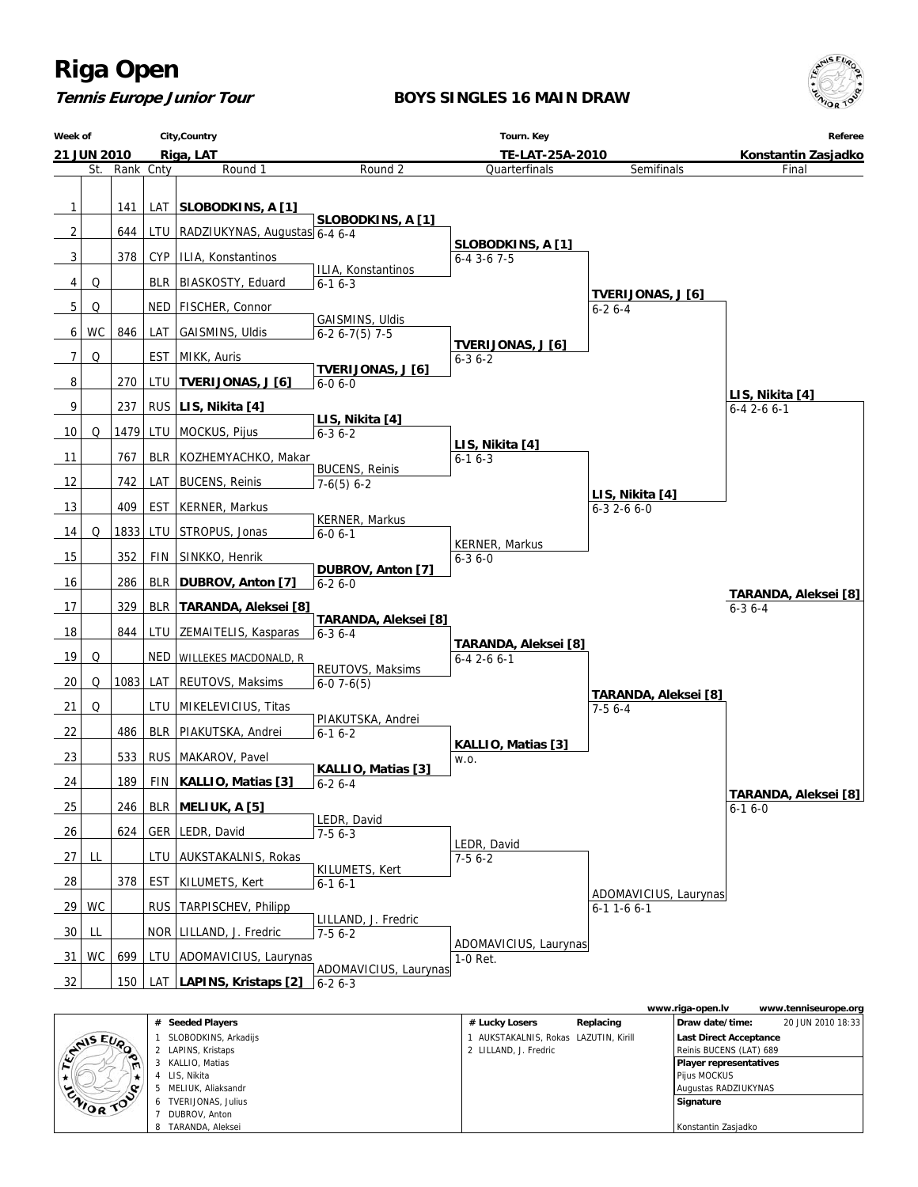# Riga Open

**Tennis Europe Junior Tour**

**BOYS SINGLES 16 MAIN DRAW**

| Week of | City,Country | Tourn. Key | Referee |
|---|---|---|---|
| 21 JUN 2010 | Riga, LAT | TE-LAT-25A-2010 | Konstantin Zasjadko |

| # | St. | Rank | Cnty | Round 1 | Round 2 | Quarterfinals | Semifinals | Final |
|---|---|---|---|---|---|---|---|---|
| 1 | | 141 | LAT | **SLOBODKINS, A [1]** | | | | |
| | | | | | **SLOBODKINS, A [1]** 6-4 6-4 | | | |
| 2 | | 644 | LTU | RADZIUKYNAS, Augustas | | | | |
| | | | | | | **SLOBODKINS, A [1]** 6-4 3-6 7-5 | | |
| 3 | | 378 | CYP | ILIA, Konstantinos | | | | |
| | | | | | ILIA, Konstantinos 6-1 6-3 | | | |
| 4 | Q | | BLR | BIASKOSTY, Eduard | | | | |
| | | | | | | | **TVERIJONAS, J [6]** 6-2 6-4 | |
| 5 | Q | | NED | FISCHER, Connor | | | | |
| | | | | | GAISMINS, Uldis 6-2 6-7(5) 7-5 | | | |
| 6 | WC | 846 | LAT | GAISMINS, Uldis | | | | |
| | | | | | | **TVERIJONAS, J [6]** 6-3 6-2 | | |
| 7 | Q | | EST | MIKK, Auris | | | | |
| | | | | | **TVERIJONAS, J [6]** 6-0 6-0 | | | |
| 8 | | 270 | LTU | **TVERIJONAS, J [6]** | | | | |
| | | | | | | | | **LIS, Nikita [4]** 6-4 2-6 6-1 |
| 9 | | 237 | RUS | **LIS, Nikita [4]** | | | | |
| | | | | | **LIS, Nikita [4]** 6-3 6-2 | | | |
| 10 | Q | 1479 | LTU | MOCKUS, Pijus | | | | |
| | | | | | | **LIS, Nikita [4]** 6-1 6-3 | | |
| 11 | | 767 | BLR | KOZHEMYACHKO, Makar | | | | |
| | | | | | BUCENS, Reinis 7-6(5) 6-2 | | | |
| 12 | | 742 | LAT | BUCENS, Reinis | | | | |
| | | | | | | | **LIS, Nikita [4]** 6-3 2-6 6-0 | |
| 13 | | 409 | EST | KERNER, Markus | | | | |
| | | | | | KERNER, Markus 6-0 6-1 | | | |
| 14 | Q | 1833 | LTU | STROPUS, Jonas | | | | |
| | | | | | | KERNER, Markus 6-3 6-0 | | |
| 15 | | 352 | FIN | SINKKO, Henrik | | | | |
| | | | | | **DUBROV, Anton [7]** 6-2 6-0 | | | |
| 16 | | 286 | BLR | **DUBROV, Anton [7]** | | | | |
| | | | | | | | | **TARANDA, Aleksei [8]** 6-3 6-4 |
| 17 | | 329 | BLR | **TARANDA, Aleksei [8]** | | | | |
| | | | | | **TARANDA, Aleksei [8]** 6-3 6-4 | | | |
| 18 | | 844 | LTU | ZEMAITELIS, Kasparas | | | | |
| | | | | | | **TARANDA, Aleksei [8]** 6-4 2-6 6-1 | | |
| 19 | Q | | NED | WILLEKES MACDONALD, R | | | | |
| | | | | | REUTOVS, Maksims 6-0 7-6(5) | | | |
| 20 | Q | 1083 | LAT | REUTOVS, Maksims | | | | |
| | | | | | | | **TARANDA, Aleksei [8]** 7-5 6-4 | |
| 21 | Q | | LTU | MIKELEVICIUS, Titas | | | | |
| | | | | | PIAKUTSKA, Andrei 6-1 6-2 | | | |
| 22 | | 486 | BLR | PIAKUTSKA, Andrei | | | | |
| | | | | | | **KALLIO, Matias [3]** w.o. | | |
| 23 | | 533 | RUS | MAKAROV, Pavel | | | | |
| | | | | | **KALLIO, Matias [3]** 6-2 6-4 | | | |
| 24 | | 189 | FIN | **KALLIO, Matias [3]** | | | | |
| | | | | | | | | **TARANDA, Aleksei [8]** 6-1 6-0 |
| 25 | | 246 | BLR | **MELIUK, A [5]** | | | | |
| | | | | | LEDR, David 7-5 6-3 | | | |
| 26 | | 624 | GER | LEDR, David | | | | |
| | | | | | | LEDR, David 7-5 6-2 | | |
| 27 | LL | | LTU | AUKSTAKALNIS, Rokas | | | | |
| | | | | | KILUMETS, Kert 6-1 6-1 | | | |
| 28 | | 378 | EST | KILUMETS, Kert | | | | |
| | | | | | | | ADOMAVICIUS, Laurynas 6-1 1-6 6-1 | |
| 29 | WC | | RUS | TARPISCHEV, Philipp | | | | |
| | | | | | LILLAND, J. Fredric 7-5 6-2 | | | |
| 30 | LL | | NOR | LILLAND, J. Fredric | | | | |
| | | | | | | ADOMAVICIUS, Laurynas 1-0 Ret. | | |
| 31 | WC | 699 | LTU | ADOMAVICIUS, Laurynas | | | | |
| | | | | | ADOMAVICIUS, Laurynas 6-2 6-3 | | | |
| 32 | | 150 | LAT | **LAPINS, Kristaps [2]** | | | | |

www.riga-open.lv www.tenniseurope.org

| # | Seeded Players | # | Lucky Losers | Replacing |
|---|---|---|---|---|
| 1 | SLOBODKINS, Arkadijs | 1 | AUKSTAKALNIS, Rokas | LAZUTIN, Kirill |
| 2 | LAPINS, Kristaps | 2 | LILLAND, J. Fredric | |
| 3 | KALLIO, Matias | | | |
| 4 | LIS, Nikita | | | |
| 5 | MELIUK, Aliaksandr | | | |
| 6 | TVERIJONAS, Julius | | | |
| 7 | DUBROV, Anton | | | |
| 8 | TARANDA, Aleksei | | | |

**Draw date/time:** 20 JUN 2010 18:33

**Last Direct Acceptance**
Reinis BUCENS (LAT) 689

**Player representatives**
Pijus MOCKUS
Augustas RADZIUKYNAS

**Signature**
Konstantin Zasjadko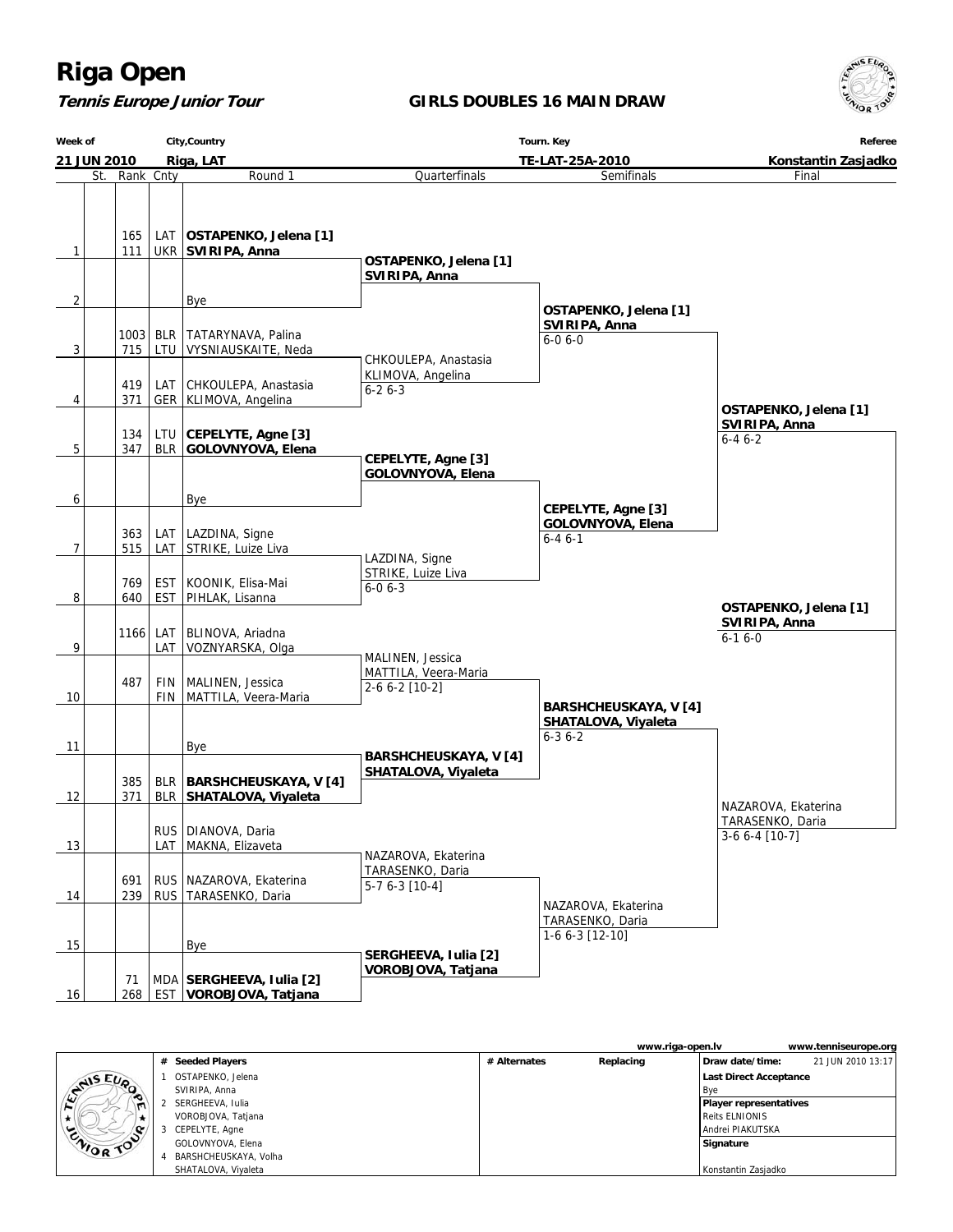# Riga Open

***Tennis Europe Junior Tour***

## GIRLS DOUBLES 16 MAIN DRAW

| Week of | City,Country | Tourn. Key | Referee |
|---|---|---|---|
| 21 JUN 2010 | Riga, LAT | TE-LAT-25A-2010 | Konstantin Zasjadko |

### Round 1

| # | St. | Rank | Cnty | Round 1 |
|---|---|---|---|---|
| 1 | | 165 | LAT | **OSTAPENKO, Jelena [1]** |
| | | 111 | UKR | **SVIRIPA, Anna** |
| 2 | | | | Bye |
| 3 | | 1003 | BLR | TATARYNAVA, Palina |
| | | 715 | LTU | VYSNIAUSKAITE, Neda |
| 4 | | 419 | LAT | CHKOULEPA, Anastasia |
| | | 371 | GER | KLIMOVA, Angelina |
| 5 | | 134 | LTU | **CEPELYTE, Agne [3]** |
| | | 347 | BLR | **GOLOVNYOVA, Elena** |
| 6 | | | | Bye |
| 7 | | 363 | LAT | LAZDINA, Signe |
| | | 515 | LAT | STRIKE, Luize Liva |
| 8 | | 769 | EST | KOONIK, Elisa-Mai |
| | | 640 | EST | PIHLAK, Lisanna |
| 9 | | 1166 | LAT | BLINOVA, Ariadna |
| | | | LAT | VOZNYARSKA, Olga |
| 10 | | 487 | FIN | MALINEN, Jessica |
| | | | FIN | MATTILA, Veera-Maria |
| 11 | | | | Bye |
| 12 | | 385 | BLR | **BARSHCHEUSKAYA, V [4]** |
| | | 371 | BLR | **SHATALOVA, Viyaleta** |
| 13 | | | RUS | DIANOVA, Daria |
| | | | LAT | MAKNA, Elizaveta |
| 14 | | 691 | RUS | NAZAROVA, Ekaterina |
| | | 239 | RUS | TARASENKO, Daria |
| 15 | | | | Bye |
| 16 | | 71 | MDA | **SERGHEEVA, Iulia [2]** |
| | | 268 | EST | **VOROBJOVA, Tatjana** |

### Quarterfinals

- **OSTAPENKO, Jelena [1] / SVIRIPA, Anna**
- CHKOULEPA, Anastasia / KLIMOVA, Angelina — 6-2 6-3
- **CEPELYTE, Agne [3] / GOLOVNYOVA, Elena**
- LAZDINA, Signe / STRIKE, Luize Liva — 6-0 6-3
- MALINEN, Jessica / MATTILA, Veera-Maria — 2-6 6-2 [10-2]
- **BARSHCHEUSKAYA, V [4] / SHATALOVA, Viyaleta**
- NAZAROVA, Ekaterina / TARASENKO, Daria — 5-7 6-3 [10-4]
- **SERGHEEVA, Iulia [2] / VOROBJOVA, Tatjana**

### Semifinals

- **OSTAPENKO, Jelena [1] / SVIRIPA, Anna** — 6-0 6-0
- **CEPELYTE, Agne [3] / GOLOVNYOVA, Elena** — 6-4 6-1
- **BARSHCHEUSKAYA, V [4] / SHATALOVA, Viyaleta** — 6-3 6-2
- NAZAROVA, Ekaterina / TARASENKO, Daria — 1-6 6-3 [12-10]

### Final

- **OSTAPENKO, Jelena [1] / SVIRIPA, Anna** — 6-4 6-2
- NAZAROVA, Ekaterina / TARASENKO, Daria — 3-6 6-4 [10-7]

### Winner

**OSTAPENKO, Jelena [1] / SVIRIPA, Anna** — 6-1 6-0

---

www.riga-open.lv www.tenniseurope.org

| # | Seeded Players | # Alternates | Replacing | |
|---|---|---|---|---|
| 1 | OSTAPENKO, Jelena | | | **Draw date/time:** 21 JUN 2010 13:17 |
| | SVIRIPA, Anna | | | **Last Direct Acceptance** |
| 2 | SERGHEEVA, Iulia | | | Bye |
| | VOROBJOVA, Tatjana | | | **Player representatives** |
| 3 | CEPELYTE, Agne | | | Reits ELNIONIS |
| | GOLOVNYOVA, Elena | | | Andrei PIAKUTSKA |
| 4 | BARSHCHEUSKAYA, Volha | | | **Signature** |
| | SHATALOVA, Viyaleta | | | Konstantin Zasjadko |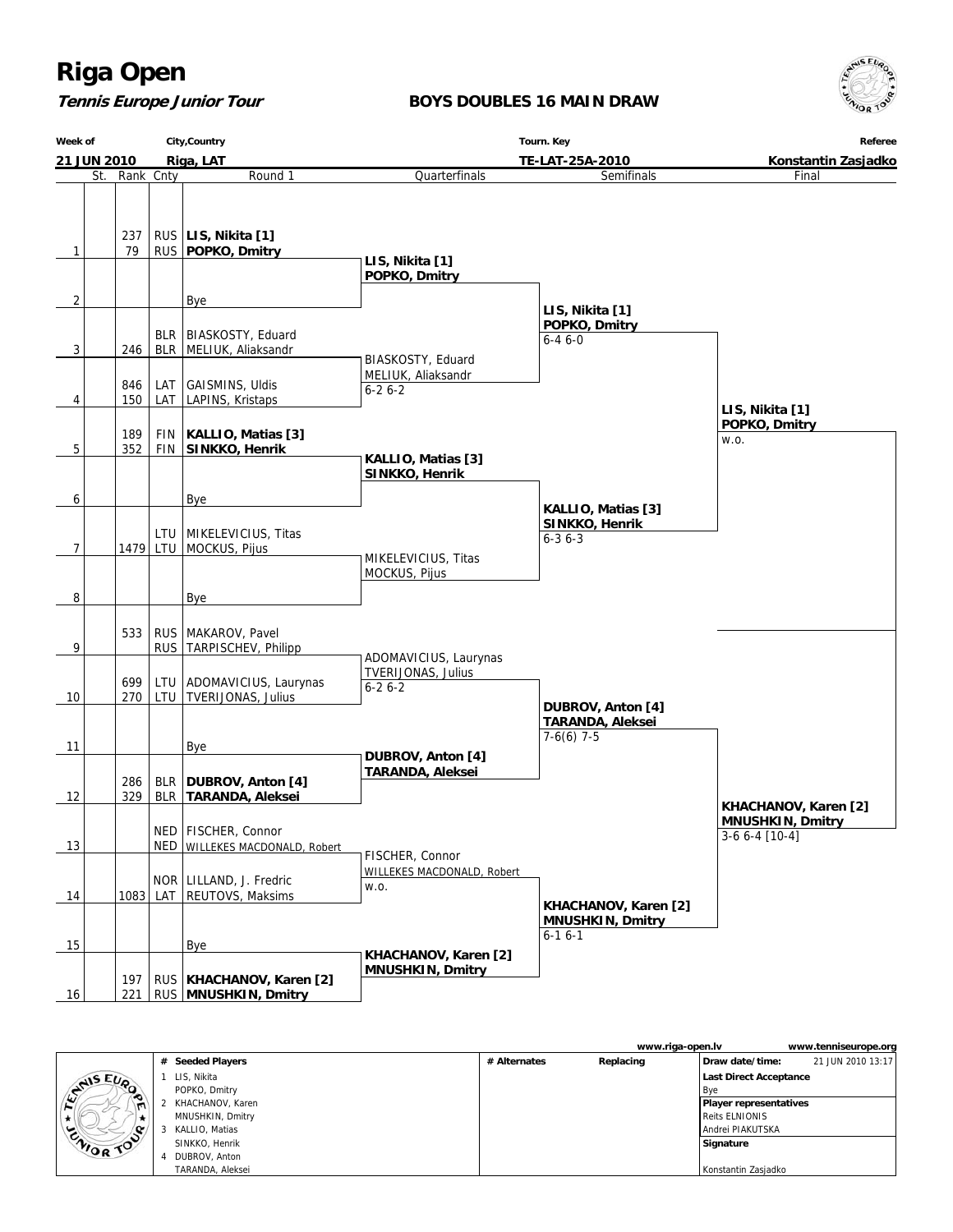# Riga Open

***Tennis Europe Junior Tour***

**BOYS DOUBLES 16 MAIN DRAW**

| Week of | City,Country | Tourn. Key | Referee |
|---|---|---|---|
| 21 JUN 2010 | Riga, LAT | TE-LAT-25A-2010 | Konstantin Zasjadko |

| | St. | Rank | Cnty | Round 1 | Quarterfinals | Semifinals | Final |
|---|---|---|---|---|---|---|---|
| 1 | | 237 / 79 | RUS / RUS | **LIS, Nikita [1]** / **POPKO, Dmitry** | **LIS, Nikita [1]** / **POPKO, Dmitry** | **LIS, Nikita [1]** / **POPKO, Dmitry** 6-4 6-0 | **LIS, Nikita [1]** / **POPKO, Dmitry** w.o. |
| 2 | | | | Bye | | | |
| 3 | | 246 | BLR / BLR | BIASKOSTY, Eduard / MELIUK, Aliaksandr | BIASKOSTY, Eduard / MELIUK, Aliaksandr 6-2 6-2 | | |
| 4 | | 846 / 150 | LAT / LAT | GAISMINS, Uldis / LAPINS, Kristaps | | | |
| 5 | | 189 / 352 | FIN / FIN | **KALLIO, Matias [3]** / **SINKKO, Henrik** | **KALLIO, Matias [3]** / **SINKKO, Henrik** | **KALLIO, Matias [3]** / **SINKKO, Henrik** 6-3 6-3 | |
| 6 | | | | Bye | | | |
| 7 | | 1479 | LTU / LTU | MIKELEVICIUS, Titas / MOCKUS, Pijus | MIKELEVICIUS, Titas / MOCKUS, Pijus | | |
| 8 | | | | Bye | | | |
| 9 | | 533 | RUS / RUS | MAKAROV, Pavel / TARPISCHEV, Philipp | ADOMAVICIUS, Laurynas / TVERIJONAS, Julius 6-2 6-2 | **DUBROV, Anton [4]** / **TARANDA, Aleksei** 7-6(6) 7-5 | **KHACHANOV, Karen [2]** / **MNUSHKIN, Dmitry** 3-6 6-4 [10-4] |
| 10 | | 699 / 270 | LTU / LTU | ADOMAVICIUS, Laurynas / TVERIJONAS, Julius | | | |
| 11 | | | | Bye | **DUBROV, Anton [4]** / **TARANDA, Aleksei** | | |
| 12 | | 286 / 329 | BLR / BLR | **DUBROV, Anton [4]** / **TARANDA, Aleksei** | | | |
| 13 | | | NED / NED | FISCHER, Connor / WILLEKES MACDONALD, Robert | FISCHER, Connor / WILLEKES MACDONALD, Robert w.o. | **KHACHANOV, Karen [2]** / **MNUSHKIN, Dmitry** 6-1 6-1 | |
| 14 | | 1083 | NOR / LAT | LILLAND, J. Fredric / REUTOVS, Maksims | | | |
| 15 | | | | Bye | **KHACHANOV, Karen [2]** / **MNUSHKIN, Dmitry** | | |
| 16 | | 197 / 221 | RUS / RUS | **KHACHANOV, Karen [2]** / **MNUSHKIN, Dmitry** | | | |

www.riga-open.lv www.tenniseurope.org

| # | Seeded Players | # Alternates | Replacing | |
|---|---|---|---|---|
| 1 | LIS, Nikita / POPKO, Dmitry | | | Draw date/time: 21 JUN 2010 13:17 |
| 2 | KHACHANOV, Karen / MNUSHKIN, Dmitry | | | Last Direct Acceptance: Bye |
| 3 | KALLIO, Matias / SINKKO, Henrik | | | Player representatives: Reits ELNIONIS, Andrei PIAKUTSKA |
| 4 | DUBROV, Anton / TARANDA, Aleksei | | | Signature: Konstantin Zasjadko |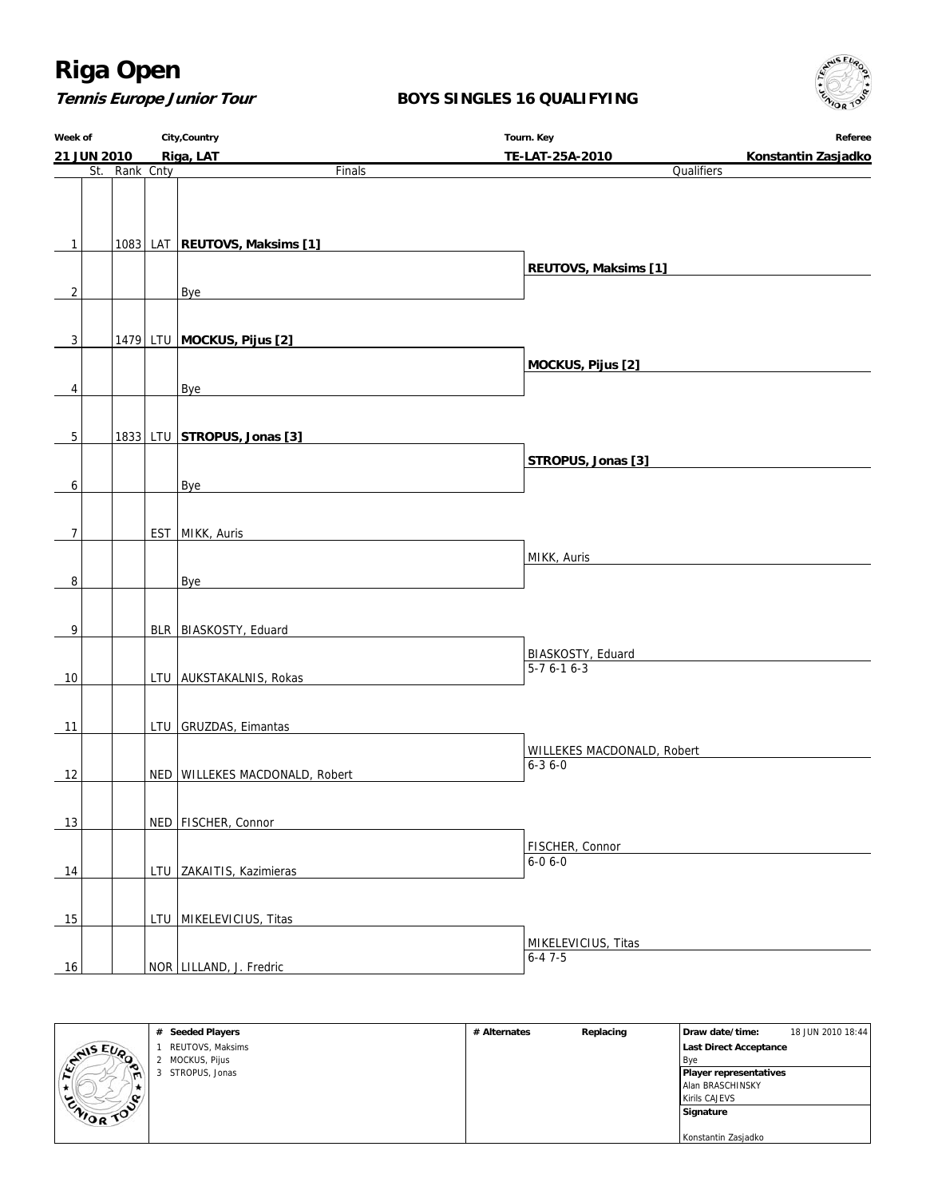# Riga Open

***Tennis Europe Junior Tour***

**BOYS SINGLES 16 QUALIFYING**

| Week of | City,Country | Tourn. Key | Referee |
|---|---|---|---|
| **21 JUN 2010** | **Riga, LAT** | **TE-LAT-25A-2010** | **Konstantin Zasjadko** |

| # | St. | Rank | Cnty | Finals | Qualifiers |
|---|---|---|---|---|---|
| 1 | | 1083 | LAT | **REUTOVS, Maksims [1]** | **REUTOVS, Maksims [1]** |
| 2 | | | | Bye | |
| 3 | | 1479 | LTU | **MOCKUS, Pijus [2]** | **MOCKUS, Pijus [2]** |
| 4 | | | | Bye | |
| 5 | | 1833 | LTU | **STROPUS, Jonas [3]** | **STROPUS, Jonas [3]** |
| 6 | | | | Bye | |
| 7 | | | EST | MIKK, Auris | MIKK, Auris |
| 8 | | | | Bye | |
| 9 | | | BLR | BIASKOSTY, Eduard | BIASKOSTY, Eduard 5-7 6-1 6-3 |
| 10 | | | LTU | AUKSTAKALNIS, Rokas | |
| 11 | | | LTU | GRUZDAS, Eimantas | WILLEKES MACDONALD, Robert 6-3 6-0 |
| 12 | | | NED | WILLEKES MACDONALD, Robert | |
| 13 | | | NED | FISCHER, Connor | FISCHER, Connor 6-0 6-0 |
| 14 | | | LTU | ZAKAITIS, Kazimieras | |
| 15 | | | LTU | MIKELEVICIUS, Titas | MIKELEVICIUS, Titas 6-4 7-5 |
| 16 | | | NOR | LILLAND, J. Fredric | |

| # | Seeded Players | # Alternates | Replacing | Draw date/time: 18 JUN 2010 18:44 |
|---|---|---|---|---|
| 1 | REUTOVS, Maksims | | | **Last Direct Acceptance** Bye |
| 2 | MOCKUS, Pijus | | | **Player representatives** Alan BRASCHINSKY, Kirils CAJEVS |
| 3 | STROPUS, Jonas | | | **Signature** Konstantin Zasjadko |